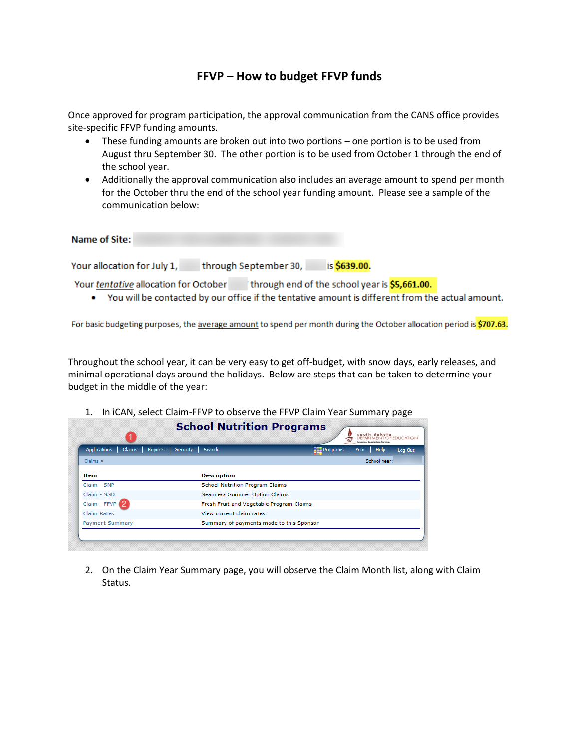# FFVP – How to budget FFVP funds

Once approved for program participation, the approval communication from the CANS office provides site-specific FFVP funding amounts.

- These funding amounts are broken out into two portions – one portion is to be used from August thru September 30. The other portion is to be used from October 1 through the end of the school year.
- Additionally the approval communication also includes an average amount to spend per month for the October thru the end of the school year funding amount. Please see a sample of the communication below:

**Name of Site:**

Your allocation for July 1, through September 30, is **$639.00.**

Your *tentative* allocation for October through end of the school year is **$5,661.00.**

- You will be contacted by our office if the tentative amount is different from the actual amount.

For basic budgeting purposes, the average amount to spend per month during the October allocation period is **$707.63**.

Throughout the school year, it can be very easy to get off-budget, with snow days, early releases, and minimal operational days around the holidays. Below are steps that can be taken to determine your budget in the middle of the year:

1. In iCAN, select Claim-FFVP to observe the FFVP Claim Year Summary page

School Nutrition Programs

Applications | Claims | Reports | Security | Search | Programs | Year | Help | Log Out

Claims > School Year:

| Item | Description |
|---|---|
| Claim - SNP | School Nutrition Program Claims |
| Claim - SSO | Seamless Summer Option Claims |
| Claim - FFVP | Fresh Fruit and Vegetable Program Claims |
| Claim Rates | View current claim rates |
| Payment Summary | Summary of payments made to this Sponsor |

2. On the Claim Year Summary page, you will observe the Claim Month list, along with Claim Status.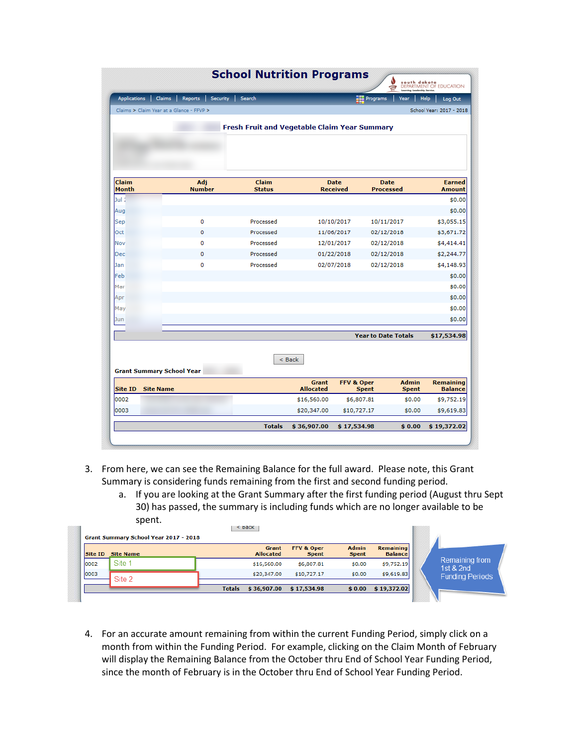## School Nutrition Programs

Applications | Claims | Reports | Security | Search | Programs | Year | Help | Log Out

Claims > Claim Year at a Glance - FFVP > School Year: 2017 - 2018

### Fresh Fruit and Vegetable Claim Year Summary

| Claim Month | Adj Number | Claim Status | Date Received | Date Processed | Earned Amount |
|---|---|---|---|---|---|
| Jul | | | | | $0.00 |
| Aug | | | | | $0.00 |
| Sep | 0 | Processed | 10/10/2017 | 10/11/2017 | $3,055.15 |
| Oct | 0 | Processed | 11/06/2017 | 02/12/2018 | $3,671.72 |
| Nov | 0 | Processed | 12/01/2017 | 02/12/2018 | $4,414.41 |
| Dec | 0 | Processed | 01/22/2018 | 02/12/2018 | $2,244.77 |
| Jan | 0 | Processed | 02/07/2018 | 02/12/2018 | $4,148.93 |
| Feb | | | | | $0.00 |
| Mar | | | | | $0.00 |
| Apr | | | | | $0.00 |
| May | | | | | $0.00 |
| Jun | | | | | $0.00 |
| | | | | Year to Date Totals | $17,534.98 |

< Back

**Grant Summary School Year**

| Site ID | Site Name | Grant Allocated | FFV & Oper Spent | Admin Spent | Remaining Balance |
|---|---|---|---|---|---|
| 0002 | | $16,560.00 | $6,807.81 | $0.00 | $9,752.19 |
| 0003 | | $20,347.00 | $10,727.17 | $0.00 | $9,619.83 |
| | Totals | $ 36,907.00 | $ 17,534.98 | $ 0.00 | $ 19,372.02 |

3. From here, we can see the Remaining Balance for the full award. Please note, this Grant Summary is considering funds remaining from the first and second funding period.
   a. If you are looking at the Grant Summary after the first funding period (August thru Sept 30) has passed, the summary is including funds which are no longer available to be spent.

**Grant Summary School Year 2017 - 2018**

| Site ID | Site Name | Grant Allocated | FFV & Oper Spent | Admin Spent | Remaining Balance |
|---|---|---|---|---|---|
| 0002 | Site 1 | $16,560.00 | $6,807.81 | $0.00 | $9,752.19 |
| 0003 | Site 2 | $20,347.00 | $10,727.17 | $0.00 | $9,619.83 |
| | Totals | $ 36,907.00 | $ 17,534.98 | $ 0.00 | $ 19,372.02 |

Remaining from 1st & 2nd Funding Periods

4. For an accurate amount remaining from within the current Funding Period, simply click on a month from within the Funding Period. For example, clicking on the Claim Month of February will display the Remaining Balance from the October thru End of School Year Funding Period, since the month of February is in the October thru End of School Year Funding Period.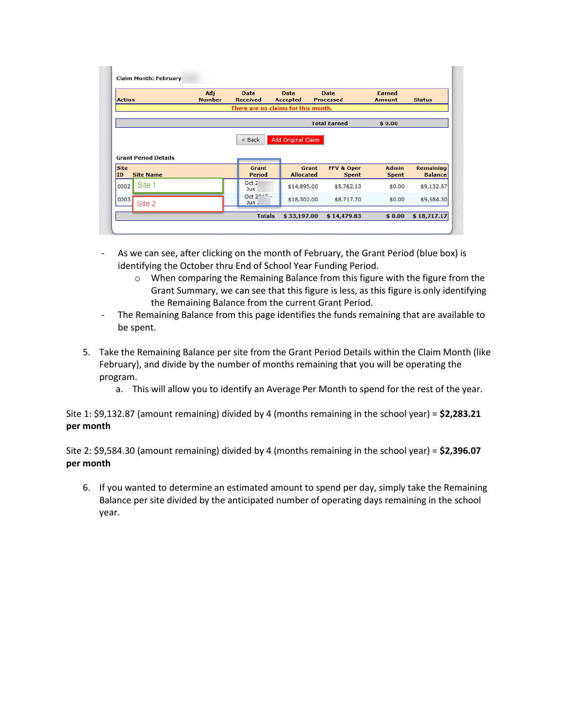Claim Month: February

| Action | Adj Number | Date Received | Date Accepted | Date Processed | Earned Amount | Status |
|---|---|---|---|---|---|---|
| There are no claims for this month. | | | | | | |
| | | | | Total Earned | $ 0.00 | |

< Back | Add Original Claim

Grant Period Details

| Site ID | Site Name | Grant Period | Grant Allocated | FFV & Oper Spent | Admin Spent | Remaining Balance |
|---|---|---|---|---|---|---|
| 0002 | Site 1 | Oct 2 Jun | $14,895.00 | $5,762.13 | $0.00 | $9,132.87 |
| 0003 | Site 2 | Oct 2 - Jun | $18,302.00 | $8,717.70 | $0.00 | $9,584.30 |
| | | Totals | $ 33,197.00 | $ 14,479.83 | $ 0.00 | $ 18,717.17 |

- As we can see, after clicking on the month of February, the Grant Period (blue box) is identifying the October thru End of School Year Funding Period.
  - When comparing the Remaining Balance from this figure with the figure from the Grant Summary, we can see that this figure is less, as this figure is only identifying the Remaining Balance from the current Grant Period.
- The Remaining Balance from this page identifies the funds remaining that are available to be spent.

5. Take the Remaining Balance per site from the Grant Period Details within the Claim Month (like February), and divide by the number of months remaining that you will be operating the program.
   a. This will allow you to identify an Average Per Month to spend for the rest of the year.

Site 1: $9,132.87 (amount remaining) divided by 4 (months remaining in the school year) = **$2,283.21 per month**

Site 2: $9,584.30 (amount remaining) divided by 4 (months remaining in the school year) = **$2,396.07 per month**

6. If you wanted to determine an estimated amount to spend per day, simply take the Remaining Balance per site divided by the anticipated number of operating days remaining in the school year.